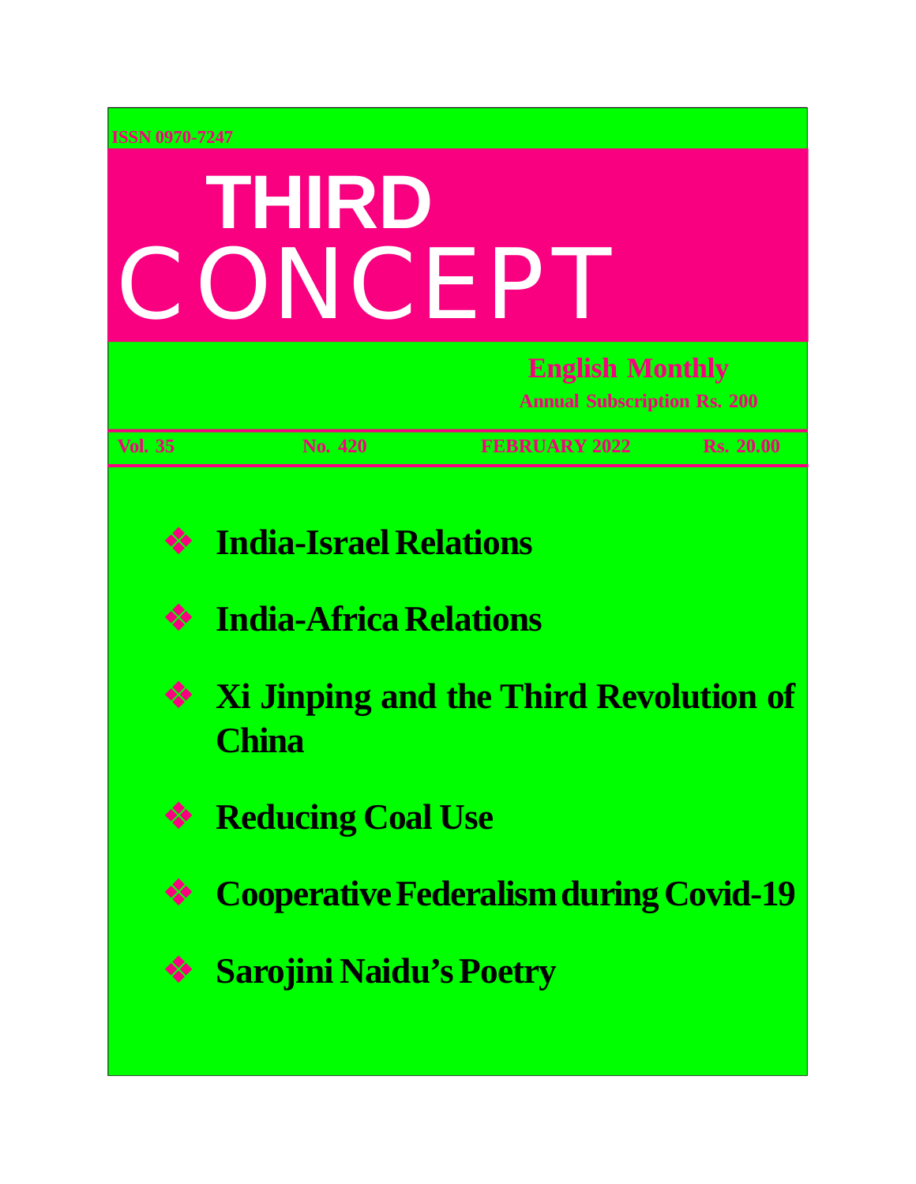ISSN 0970-7247

# THIRD CONCEPT

**English Monthly**

**Annual Subscription Rs. 200**

**Vol. 35** **No. 420** **FEBRUARY 2022** **Rs. 20.00**

- **India-Israel Relations**
- **India-Africa Relations**
- **Xi Jinping and the Third Revolution of China**
- **Reducing Coal Use**
- **Cooperative Federalism during Covid-19**
- **Sarojini Naidu's Poetry**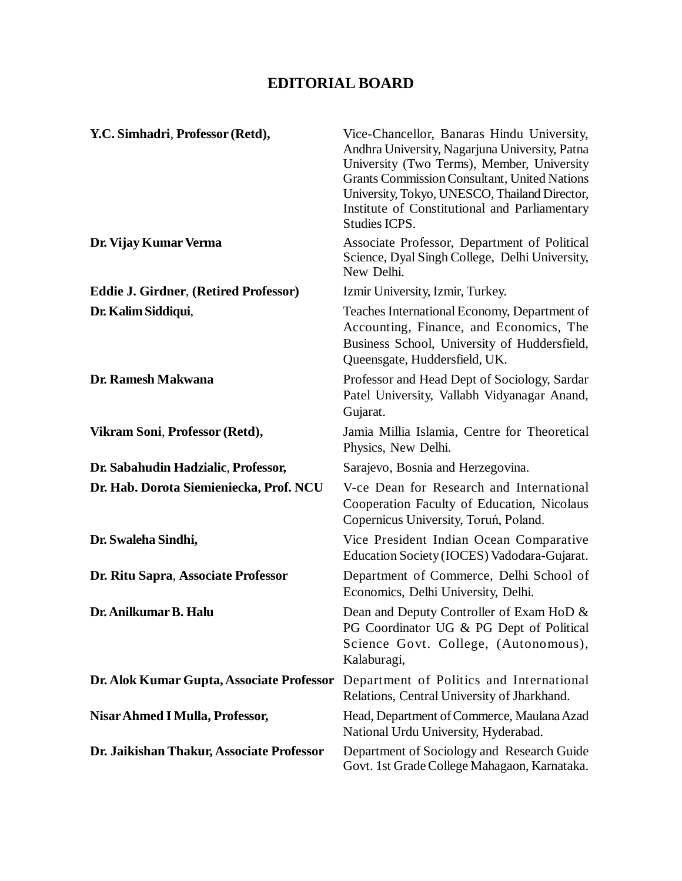# EDITORIAL BOARD

| | |
|---|---|
| **Y.C. Simhadri**, **Professor (Retd),** | Vice-Chancellor, Banaras Hindu University, Andhra University, Nagarjuna University, Patna University (Two Terms), Member, University Grants Commission Consultant, United Nations University, Tokyo, UNESCO, Thailand Director, Institute of Constitutional and Parliamentary Studies ICPS. |
| **Dr. Vijay Kumar Verma** | Associate Professor, Department of Political Science, Dyal Singh College, Delhi University, New Delhi. |
| **Eddie J. Girdner**, **(Retired Professor)** | Izmir University, Izmir, Turkey. |
| **Dr. Kalim Siddiqui**, | Teaches International Economy, Department of Accounting, Finance, and Economics, The Business School, University of Huddersfield, Queensgate, Huddersfield, UK. |
| **Dr. Ramesh Makwana** | Professor and Head Dept of Sociology, Sardar Patel University, Vallabh Vidyanagar Anand, Gujarat. |
| **Vikram Soni**, **Professor (Retd),** | Jamia Millia Islamia, Centre for Theoretical Physics, New Delhi. |
| **Dr. Sabahudin Hadzialic**, **Professor,** | Sarajevo, Bosnia and Herzegovina. |
| **Dr. Hab. Dorota Siemieniecka, Prof. NCU** | V-ce Dean for Research and International Cooperation Faculty of Education, Nicolaus Copernicus University, Toruń, Poland. |
| **Dr. Swaleha Sindhi,** | Vice President Indian Ocean Comparative Education Society (IOCES) Vadodara-Gujarat. |
| **Dr. Ritu Sapra**, **Associate Professor** | Department of Commerce, Delhi School of Economics, Delhi University, Delhi. |
| **Dr. Anilkumar B. Halu** | Dean and Deputy Controller of Exam HoD & PG Coordinator UG & PG Dept of Political Science Govt. College, (Autonomous), Kalaburagi, |
| **Dr. Alok Kumar Gupta, Associate Professor** | Department of Politics and International Relations, Central University of Jharkhand. |
| **Nisar Ahmed I Mulla, Professor,** | Head, Department of Commerce, Maulana Azad National Urdu University, Hyderabad. |
| **Dr. Jaikishan Thakur, Associate Professor** | Department of Sociology and Research Guide Govt. 1st Grade College Mahagaon, Karnataka. |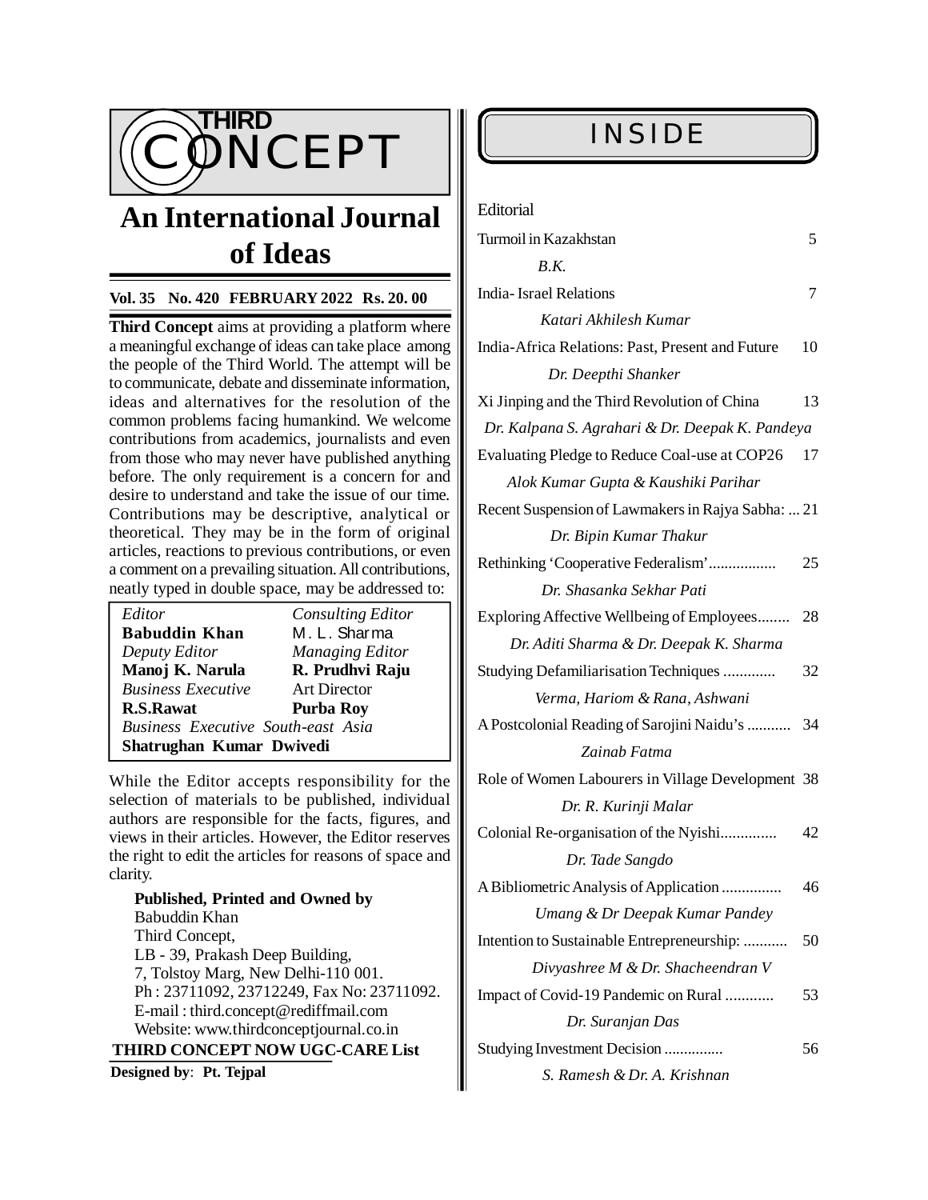# THIRD CONCEPT

## An International Journal of Ideas

**Vol. 35 No. 420 FEBRUARY 2022 Rs. 20. 00**

**Third Concept** aims at providing a platform where a meaningful exchange of ideas can take place among the people of the Third World. The attempt will be to communicate, debate and disseminate information, ideas and alternatives for the resolution of the common problems facing humankind. We welcome contributions from academics, journalists and even from those who may never have published anything before. The only requirement is a concern for and desire to understand and take the issue of our time. Contributions may be descriptive, analytical or theoretical. They may be in the form of original articles, reactions to previous contributions, or even a comment on a prevailing situation. All contributions, neatly typed in double space, may be addressed to:

| | |
|---|---|
| *Editor* | *Consulting Editor* |
| **Babuddin Khan** | M. L. Sharma |
| *Deputy Editor* | *Managing Editor* |
| **Manoj K. Narula** | **R. Prudhvi Raju** |
| *Business Executive* | Art Director |
| **R.S.Rawat** | **Purba Roy** |
| *Business Executive South-east Asia* | |
| **Shatrughan Kumar Dwivedi** | |

While the Editor accepts responsibility for the selection of materials to be published, individual authors are responsible for the facts, figures, and views in their articles. However, the Editor reserves the right to edit the articles for reasons of space and clarity.

**Published, Printed and Owned by**
Babuddin Khan
Third Concept,
LB - 39, Prakash Deep Building,
7, Tolstoy Marg, New Delhi-110 001.
Ph : 23711092, 23712249, Fax No: 23711092.
E-mail : third.concept@rediffmail.com
Website: www.thirdconceptjournal.co.in

**THIRD CONCEPT NOW UGC-CARE List**

**Designed by**: **Pt. Tejpal**

## INSIDE

Editorial

Turmoil in Kazakhstan — 5
*B.K.*

India- Israel Relations — 7
*Katari Akhilesh Kumar*

India-Africa Relations: Past, Present and Future — 10
*Dr. Deepthi Shanker*

Xi Jinping and the Third Revolution of China — 13
*Dr. Kalpana S. Agrahari & Dr. Deepak K. Pandeya*

Evaluating Pledge to Reduce Coal-use at COP26 — 17
*Alok Kumar Gupta & Kaushiki Parihar*

Recent Suspension of Lawmakers in Rajya Sabha: ... 21
*Dr. Bipin Kumar Thakur*

Rethinking 'Cooperative Federalism'................. 25
*Dr. Shasanka Sekhar Pati*

Exploring Affective Wellbeing of Employees........ 28
*Dr. Aditi Sharma & Dr. Deepak K. Sharma*

Studying Defamiliarisation Techniques ............. 32
*Verma, Hariom & Rana, Ashwani*

A Postcolonial Reading of Sarojini Naidu's ........... 34
*Zainab Fatma*

Role of Women Labourers in Village Development — 38
*Dr. R. Kurinji Malar*

Colonial Re-organisation of the Nyishi.............. 42
*Dr. Tade Sangdo*

A Bibliometric Analysis of Application ............... 46
*Umang & Dr Deepak Kumar Pandey*

Intention to Sustainable Entrepreneurship: ........... 50
*Divyashree M & Dr. Shacheendran V*

Impact of Covid-19 Pandemic on Rural ............ 53
*Dr. Suranjan Das*

Studying Investment Decision ............... 56
*S. Ramesh & Dr. A. Krishnan*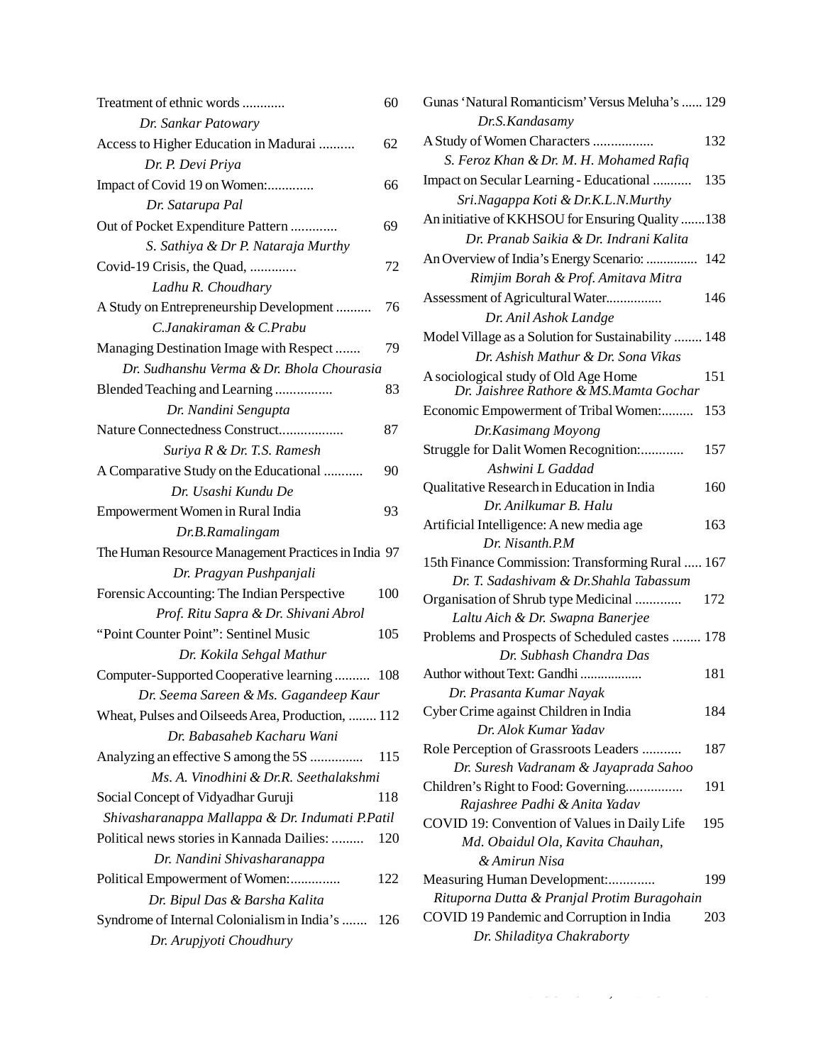Treatment of ethnic words ............ 60
*Dr. Sankar Patowary*

Access to Higher Education in Madurai .......... 62
*Dr. P. Devi Priya*

Impact of Covid 19 on Women:............. 66
*Dr. Satarupa Pal*

Out of Pocket Expenditure Pattern ............. 69
*S. Sathiya & Dr P. Nataraja Murthy*

Covid-19 Crisis, the Quad, ............. 72
*Ladhu R. Choudhary*

A Study on Entrepreneurship Development .......... 76
*C.Janakiraman & C.Prabu*

Managing Destination Image with Respect ....... 79
*Dr. Sudhanshu Verma & Dr. Bhola Chourasia*

Blended Teaching and Learning ................ 83
*Dr. Nandini Sengupta*

Nature Connectedness Construct.................. 87
*Suriya R & Dr. T.S. Ramesh*

A Comparative Study on the Educational ........... 90
*Dr. Usashi Kundu De*

Empowerment Women in Rural India 93
*Dr.B.Ramalingam*

The Human Resource Management Practices in India 97
*Dr. Pragyan Pushpanjali*

Forensic Accounting: The Indian Perspective 100
*Prof. Ritu Sapra & Dr. Shivani Abrol*

"Point Counter Point": Sentinel Music 105
*Dr. Kokila Sehgal Mathur*

Computer-Supported Cooperative learning .......... 108
*Dr. Seema Sareen & Ms. Gagandeep Kaur*

Wheat, Pulses and Oilseeds Area, Production, ........ 112
*Dr. Babasaheb Kacharu Wani*

Analyzing an effective S among the 5S ............... 115
*Ms. A. Vinodhini & Dr.R. Seethalakshmi*

Social Concept of Vidyadhar Guruji 118
*Shivasharanappa Mallappa & Dr. Indumati P.Patil*

Political news stories in Kannada Dailies: ......... 120
*Dr. Nandini Shivasharanappa*

Political Empowerment of Women:.............. 122
*Dr. Bipul Das & Barsha Kalita*

Syndrome of Internal Colonialism in India's ....... 126
*Dr. Arupjyoti Choudhury*

Gunas 'Natural Romanticism' Versus Meluha's ...... 129
*Dr.S.Kandasamy*

A Study of Women Characters ................. 132
*S. Feroz Khan & Dr. M. H. Mohamed Rafiq*

Impact on Secular Learning - Educational ........... 135
*Sri.Nagappa Koti & Dr.K.L.N.Murthy*

An initiative of KKHSOU for Ensuring Quality .......138
*Dr. Pranab Saikia & Dr. Indrani Kalita*

An Overview of India's Energy Scenario: ............... 142
*Rimjim Borah & Prof. Amitava Mitra*

Assessment of Agricultural Water................ 146
*Dr. Anil Ashok Landge*

Model Village as a Solution for Sustainability ........ 148
*Dr. Ashish Mathur & Dr. Sona Vikas*

A sociological study of Old Age Home 151
*Dr. Jaishree Rathore & MS.Mamta Gochar*

Economic Empowerment of Tribal Women:......... 153
*Dr.Kasimang Moyong*

Struggle for Dalit Women Recognition:............ 157
*Ashwini L Gaddad*

Qualitative Research in Education in India 160
*Dr. Anilkumar B. Halu*

Artificial Intelligence: A new media age 163
*Dr. Nisanth.P.M*

15th Finance Commission: Transforming Rural ..... 167
*Dr. T. Sadashivam & Dr.Shahla Tabassum*

Organisation of Shrub type Medicinal ............. 172
*Laltu Aich & Dr. Swapna Banerjee*

Problems and Prospects of Scheduled castes ........ 178
*Dr. Subhash Chandra Das*

Author without Text: Gandhi .................. 181
*Dr. Prasanta Kumar Nayak*

Cyber Crime against Children in India 184
*Dr. Alok Kumar Yadav*

Role Perception of Grassroots Leaders ........... 187
*Dr. Suresh Vadranam & Jayaprada Sahoo*

Children's Right to Food: Governing................ 191
*Rajashree Padhi & Anita Yadav*

COVID 19: Convention of Values in Daily Life 195
*Md. Obaidul Ola, Kavita Chauhan,*
*& Amirun Nisa*

Measuring Human Development:............. 199
*Rituporna Dutta & Pranjal Protim Buragohain*

COVID 19 Pandemic and Corruption in India 203
*Dr. Shiladitya Chakraborty*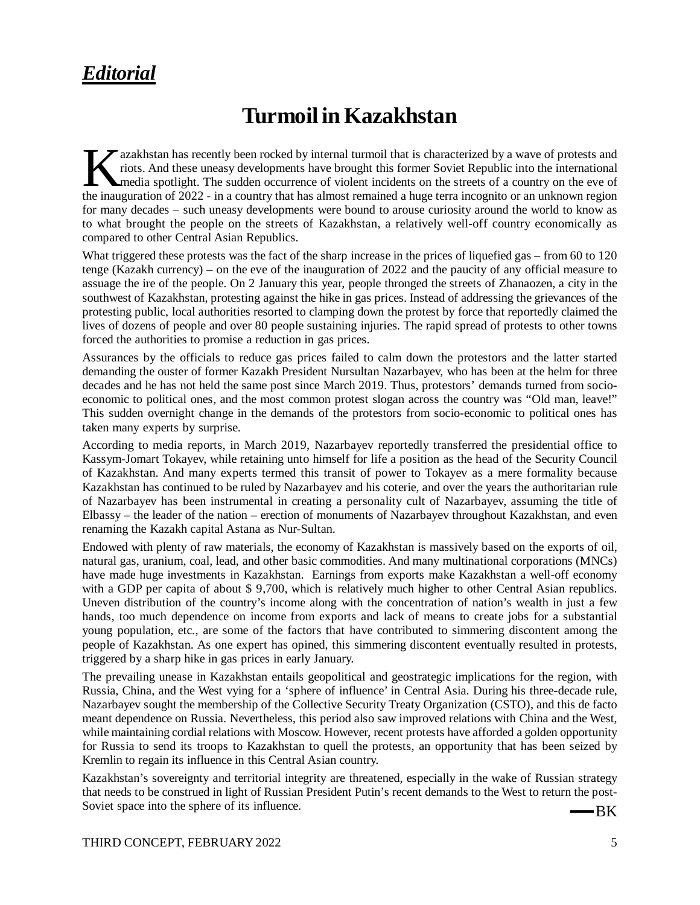## *Editorial*

# Turmoil in Kazakhstan

Kazakhstan has recently been rocked by internal turmoil that is characterized by a wave of protests and riots. And these uneasy developments have brought this former Soviet Republic into the international media spotlight. The sudden occurrence of violent incidents on the streets of a country on the eve of the inauguration of 2022 - in a country that has almost remained a huge terra incognito or an unknown region for many decades – such uneasy developments were bound to arouse curiosity around the world to know as to what brought the people on the streets of Kazakhstan, a relatively well-off country economically as compared to other Central Asian Republics.

What triggered these protests was the fact of the sharp increase in the prices of liquefied gas – from 60 to 120 tenge (Kazakh currency) – on the eve of the inauguration of 2022 and the paucity of any official measure to assuage the ire of the people. On 2 January this year, people thronged the streets of Zhanaozen, a city in the southwest of Kazakhstan, protesting against the hike in gas prices. Instead of addressing the grievances of the protesting public, local authorities resorted to clamping down the protest by force that reportedly claimed the lives of dozens of people and over 80 people sustaining injuries. The rapid spread of protests to other towns forced the authorities to promise a reduction in gas prices.

Assurances by the officials to reduce gas prices failed to calm down the protestors and the latter started demanding the ouster of former Kazakh President Nursultan Nazarbayev, who has been at the helm for three decades and he has not held the same post since March 2019. Thus, protestors' demands turned from socio-economic to political ones, and the most common protest slogan across the country was "Old man, leave!" This sudden overnight change in the demands of the protestors from socio-economic to political ones has taken many experts by surprise.

According to media reports, in March 2019, Nazarbayev reportedly transferred the presidential office to Kassym-Jomart Tokayev, while retaining unto himself for life a position as the head of the Security Council of Kazakhstan. And many experts termed this transit of power to Tokayev as a mere formality because Kazakhstan has continued to be ruled by Nazarbayev and his coterie, and over the years the authoritarian rule of Nazarbayev has been instrumental in creating a personality cult of Nazarbayev, assuming the title of Elbassy – the leader of the nation – erection of monuments of Nazarbayev throughout Kazakhstan, and even renaming the Kazakh capital Astana as Nur-Sultan.

Endowed with plenty of raw materials, the economy of Kazakhstan is massively based on the exports of oil, natural gas, uranium, coal, lead, and other basic commodities. And many multinational corporations (MNCs) have made huge investments in Kazakhstan. Earnings from exports make Kazakhstan a well-off economy with a GDP per capita of about $ 9,700, which is relatively much higher to other Central Asian republics. Uneven distribution of the country's income along with the concentration of nation's wealth in just a few hands, too much dependence on income from exports and lack of means to create jobs for a substantial young population, etc., are some of the factors that have contributed to simmering discontent among the people of Kazakhstan. As one expert has opined, this simmering discontent eventually resulted in protests, triggered by a sharp hike in gas prices in early January.

The prevailing unease in Kazakhstan entails geopolitical and geostrategic implications for the region, with Russia, China, and the West vying for a 'sphere of influence' in Central Asia. During his three-decade rule, Nazarbayev sought the membership of the Collective Security Treaty Organization (CSTO), and this de facto meant dependence on Russia. Nevertheless, this period also saw improved relations with China and the West, while maintaining cordial relations with Moscow. However, recent protests have afforded a golden opportunity for Russia to send its troops to Kazakhstan to quell the protests, an opportunity that has been seized by Kremlin to regain its influence in this Central Asian country.

Kazakhstan's sovereignty and territorial integrity are threatened, especially in the wake of Russian strategy that needs to be construed in light of Russian President Putin's recent demands to the West to return the post-Soviet space into the sphere of its influence.

—BK